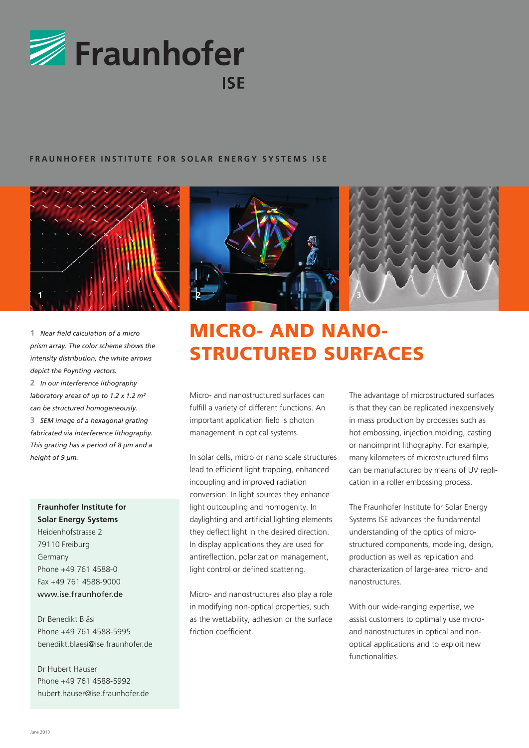Fraunhofer ISE

**FRAUNHOFER INSTITUTE FOR SOLAR ENERGY SYSTEMS ISE**

# MICRO- AND NANO-STRUCTURED SURFACES

**1** *Near field calculation of a micro prism array. The color scheme shows the intensity distribution, the white arrows depict the Poynting vectors.*
**2** *In our interference lithography laboratory areas of up to 1.2 x 1.2 m² can be structured homogeneously.*
**3** *SEM image of a hexagonal grating fabricated via interference lithography. This grating has a period of 8 µm and a height of 9 µm.*

Micro- and nanostructured surfaces can fulfill a variety of different functions. An important application field is photon management in optical systems.

In solar cells, micro or nano scale structures lead to efficient light trapping, enhanced incoupling and improved radiation conversion. In light sources they enhance light outcoupling and homogenity. In daylighting and artificial lighting elements they deflect light in the desired direction. In display applications they are used for antireflection, polarization management, light control or defined scattering.

Micro- and nanostructures also play a role in modifying non-optical properties, such as the wettability, adhesion or the surface friction coefficient.

The advantage of microstructured surfaces is that they can be replicated inexpensively in mass production by processes such as hot embossing, injection molding, casting or nanoimprint lithography. For example, many kilometers of microstructured films can be manufactured by means of UV replication in a roller embossing process.

The Fraunhofer Institute for Solar Energy Systems ISE advances the fundamental understanding of the optics of microstructured components, modeling, design, production as well as replication and characterization of large-area micro- and nanostructures.

With our wide-ranging expertise, we assist customers to optimally use micro- and nanostructures in optical and non-optical applications and to exploit new functionalities.

**Fraunhofer Institute for Solar Energy Systems**
Heidenhofstrasse 2
79110 Freiburg
Germany
Phone +49 761 4588-0
Fax +49 761 4588-9000
www.ise.fraunhofer.de

Dr Benedikt Bläsi
Phone +49 761 4588-5995
benedikt.blaesi@ise.fraunhofer.de

Dr Hubert Hauser
Phone +49 761 4588-5992
hubert.hauser@ise.fraunhofer.de

June 2013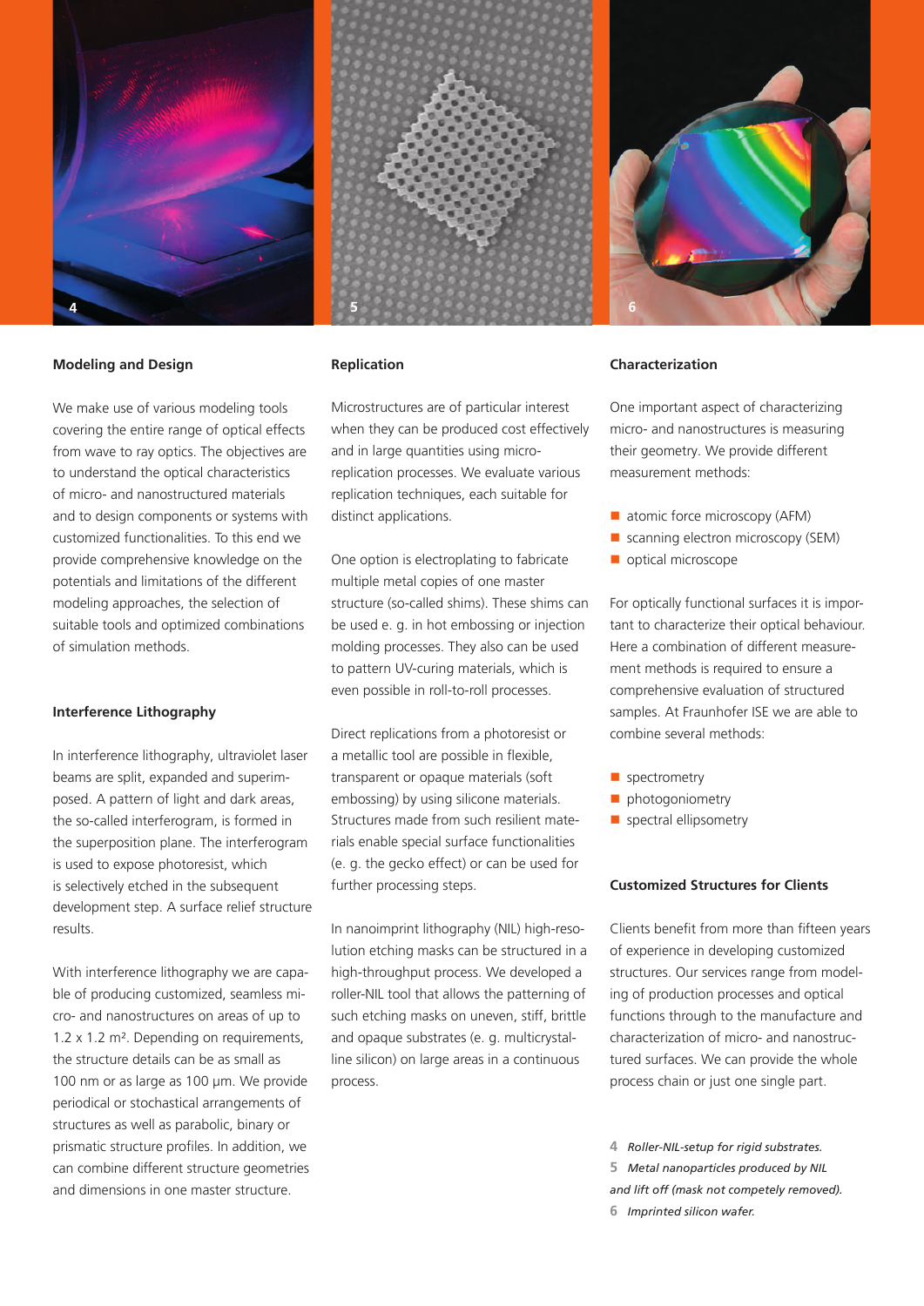## Modeling and Design

We make use of various modeling tools covering the entire range of optical effects from wave to ray optics. The objectives are to understand the optical characteristics of micro- and nanostructured materials and to design components or systems with customized functionalities. To this end we provide comprehensive knowledge on the potentials and limitations of the different modeling approaches, the selection of suitable tools and optimized combinations of simulation methods.

## Interference Lithography

In interference lithography, ultraviolet laser beams are split, expanded and superimposed. A pattern of light and dark areas, the so-called interferogram, is formed in the superposition plane. The interferogram is used to expose photoresist, which is selectively etched in the subsequent development step. A surface relief structure results.

With interference lithography we are capable of producing customized, seamless micro- and nanostructures on areas of up to 1.2 x 1.2 m². Depending on requirements, the structure details can be as small as 100 nm or as large as 100 µm. We provide periodical or stochastical arrangements of structures as well as parabolic, binary or prismatic structure profiles. In addition, we can combine different structure geometries and dimensions in one master structure.

## Replication

Microstructures are of particular interest when they can be produced cost effectively and in large quantities using micro-replication processes. We evaluate various replication techniques, each suitable for distinct applications.

One option is electroplating to fabricate multiple metal copies of one master structure (so-called shims). These shims can be used e. g. in hot embossing or injection molding processes. They also can be used to pattern UV-curing materials, which is even possible in roll-to-roll processes.

Direct replications from a photoresist or a metallic tool are possible in flexible, transparent or opaque materials (soft embossing) by using silicone materials. Structures made from such resilient materials enable special surface functionalities (e. g. the gecko effect) or can be used for further processing steps.

In nanoimprint lithography (NIL) high-resolution etching masks can be structured in a high-throughput process. We developed a roller-NIL tool that allows the patterning of such etching masks on uneven, stiff, brittle and opaque substrates (e. g. multicrystalline silicon) on large areas in a continuous process.

## Characterization

One important aspect of characterizing micro- and nanostructures is measuring their geometry. We provide different measurement methods:

- atomic force microscopy (AFM)
- scanning electron microscopy (SEM)
- optical microscope

For optically functional surfaces it is important to characterize their optical behaviour. Here a combination of different measurement methods is required to ensure a comprehensive evaluation of structured samples. At Fraunhofer ISE we are able to combine several methods:

- spectrometry
- photogoniometry
- spectral ellipsometry

## Customized Structures for Clients

Clients benefit from more than fifteen years of experience in developing customized structures. Our services range from modeling of production processes and optical functions through to the manufacture and characterization of micro- and nanostructured surfaces. We can provide the whole process chain or just one single part.

4 *Roller-NIL-setup for rigid substrates.*

5 *Metal nanoparticles produced by NIL and lift off (mask not competely removed).*

6 *Imprinted silicon wafer.*